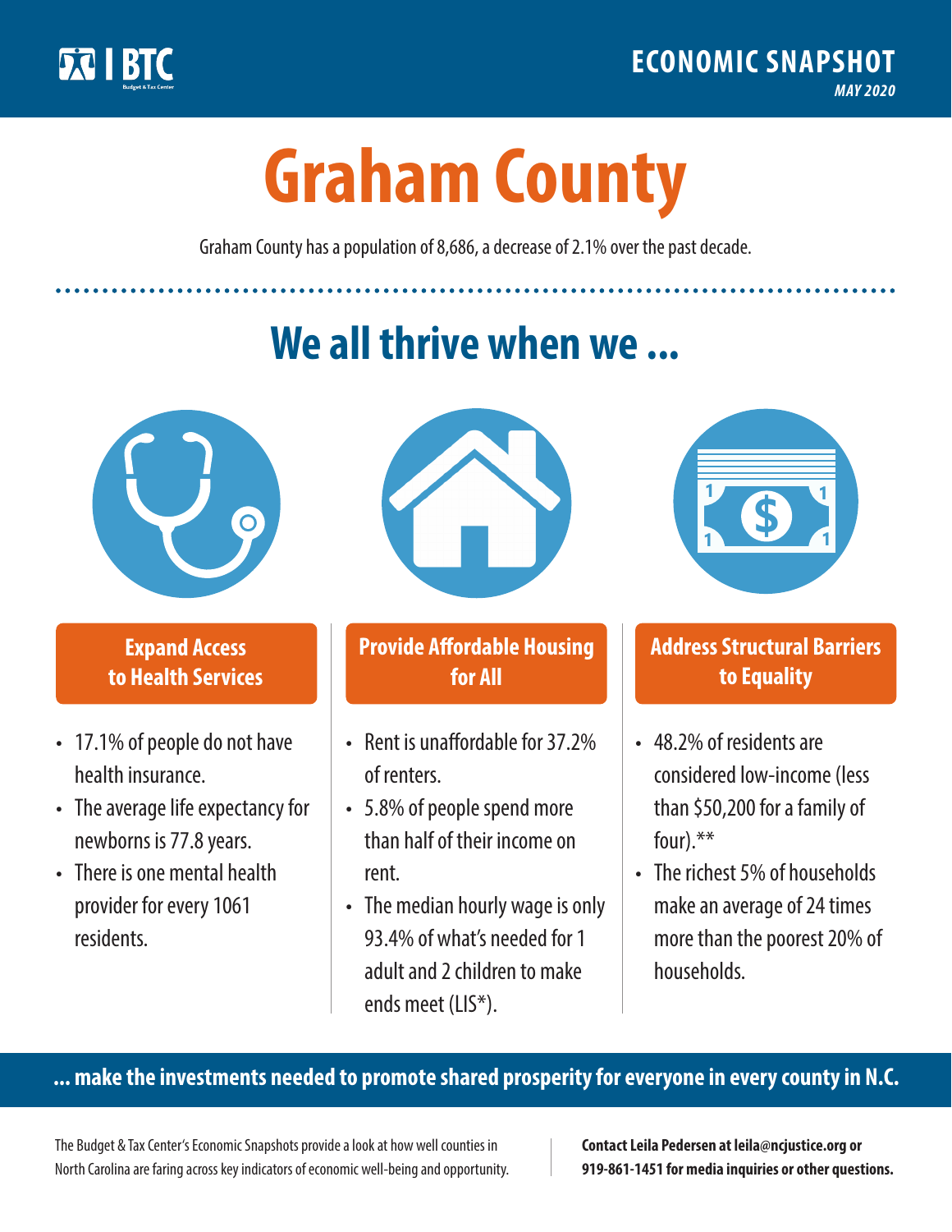BTC Budget & Tax Center

**ECONOMIC SNAPSHOT**

*MAY 2020*

# Graham County

Graham County has a population of 8,686, a decrease of 2.1% over the past decade.

## We all thrive when we ...

### Expand Access to Health Services

- 17.1% of people do not have health insurance.
- The average life expectancy for newborns is 77.8 years.
- There is one mental health provider for every 1061 residents.

### Provide Affordable Housing for All

- Rent is unaffordable for 37.2% of renters.
- 5.8% of people spend more than half of their income on rent.
- The median hourly wage is only 93.4% of what's needed for 1 adult and 2 children to make ends meet (LIS*).

### Address Structural Barriers to Equality

- 48.2% of residents are considered low-income (less than $50,200 for a family of four).**
- The richest 5% of households make an average of 24 times more than the poorest 20% of households.

**... make the investments needed to promote shared prosperity for everyone in every county in N.C.**

The Budget & Tax Center's Economic Snapshots provide a look at how well counties in North Carolina are faring across key indicators of economic well-being and opportunity.

**Contact Leila Pedersen at leila@ncjustice.org or 919-861-1451 for media inquiries or other questions.**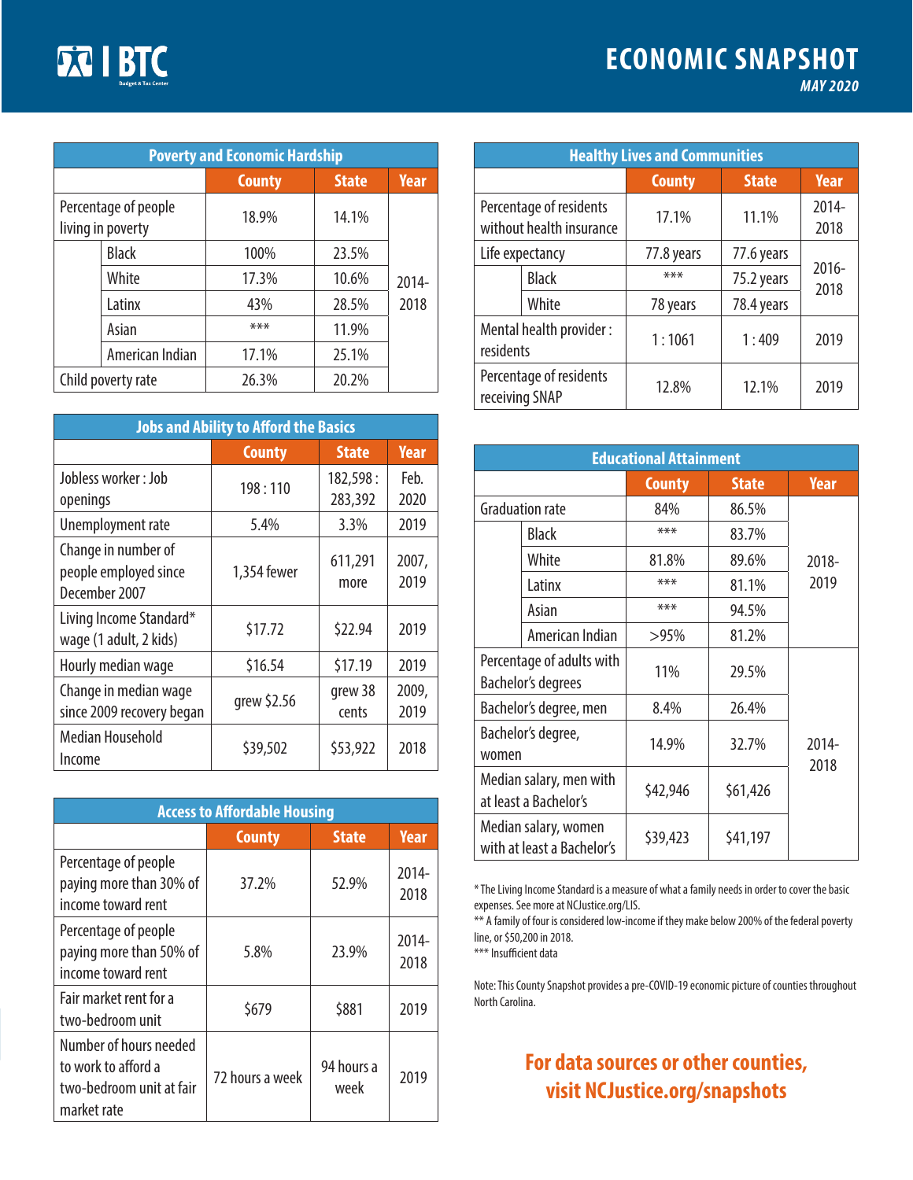BTC | Budget & Tax Center

# ECONOMIC SNAPSHOT

*MAY 2020*

## Poverty and Economic Hardship

| | County | State | Year |
|---|---|---|---|
| Percentage of people living in poverty | 18.9% | 14.1% | 2014-2018 |
| Black | 100% | 23.5% | 2014-2018 |
| White | 17.3% | 10.6% | 2014-2018 |
| Latinx | 43% | 28.5% | 2014-2018 |
| Asian | *** | 11.9% | 2014-2018 |
| American Indian | 17.1% | 25.1% | 2014-2018 |
| Child poverty rate | 26.3% | 20.2% | 2014-2018 |

## Jobs and Ability to Afford the Basics

| | County | State | Year |
|---|---|---|---|
| Jobless worker : Job openings | 198 : 110 | 182,598 : 283,392 | Feb. 2020 |
| Unemployment rate | 5.4% | 3.3% | 2019 |
| Change in number of people employed since December 2007 | 1,354 fewer | 611,291 more | 2007, 2019 |
| Living Income Standard* wage (1 adult, 2 kids) | $17.72 | $22.94 | 2019 |
| Hourly median wage | $16.54 | $17.19 | 2019 |
| Change in median wage since 2009 recovery began | grew $2.56 | grew 38 cents | 2009, 2019 |
| Median Household Income | $39,502 | $53,922 | 2018 |

## Access to Affordable Housing

| | County | State | Year |
|---|---|---|---|
| Percentage of people paying more than 30% of income toward rent | 37.2% | 52.9% | 2014-2018 |
| Percentage of people paying more than 50% of income toward rent | 5.8% | 23.9% | 2014-2018 |
| Fair market rent for a two-bedroom unit | $679 | $881 | 2019 |
| Number of hours needed to work to afford a two-bedroom unit at fair market rate | 72 hours a week | 94 hours a week | 2019 |

## Healthy Lives and Communities

| | County | State | Year |
|---|---|---|---|
| Percentage of residents without health insurance | 17.1% | 11.1% | 2014-2018 |
| Life expectancy | 77.8 years | 77.6 years | 2016-2018 |
| Black | *** | 75.2 years | 2016-2018 |
| White | 78 years | 78.4 years | 2016-2018 |
| Mental health provider : residents | 1 : 1061 | 1 : 409 | 2019 |
| Percentage of residents receiving SNAP | 12.8% | 12.1% | 2019 |

## Educational Attainment

| | County | State | Year |
|---|---|---|---|
| Graduation rate | 84% | 86.5% | 2018-2019 |
| Black | *** | 83.7% | 2018-2019 |
| White | 81.8% | 89.6% | 2018-2019 |
| Latinx | *** | 81.1% | 2018-2019 |
| Asian | *** | 94.5% | 2018-2019 |
| American Indian | >95% | 81.2% | 2018-2019 |
| Percentage of adults with Bachelor's degrees | 11% | 29.5% | 2014-2018 |
| Bachelor's degree, men | 8.4% | 26.4% | 2014-2018 |
| Bachelor's degree, women | 14.9% | 32.7% | 2014-2018 |
| Median salary, men with at least a Bachelor's | $42,946 | $61,426 | 2014-2018 |
| Median salary, women with at least a Bachelor's | $39,423 | $41,197 | 2014-2018 |

\* The Living Income Standard is a measure of what a family needs in order to cover the basic expenses. See more at NCJustice.org/LIS.

\** A family of four is considered low-income if they make below 200% of the federal poverty line, or $50,200 in 2018.

\*** Insufficient data

Note: This County Snapshot provides a pre-COVID-19 economic picture of counties throughout North Carolina.

**For data sources or other counties, visit NCJustice.org/snapshots**